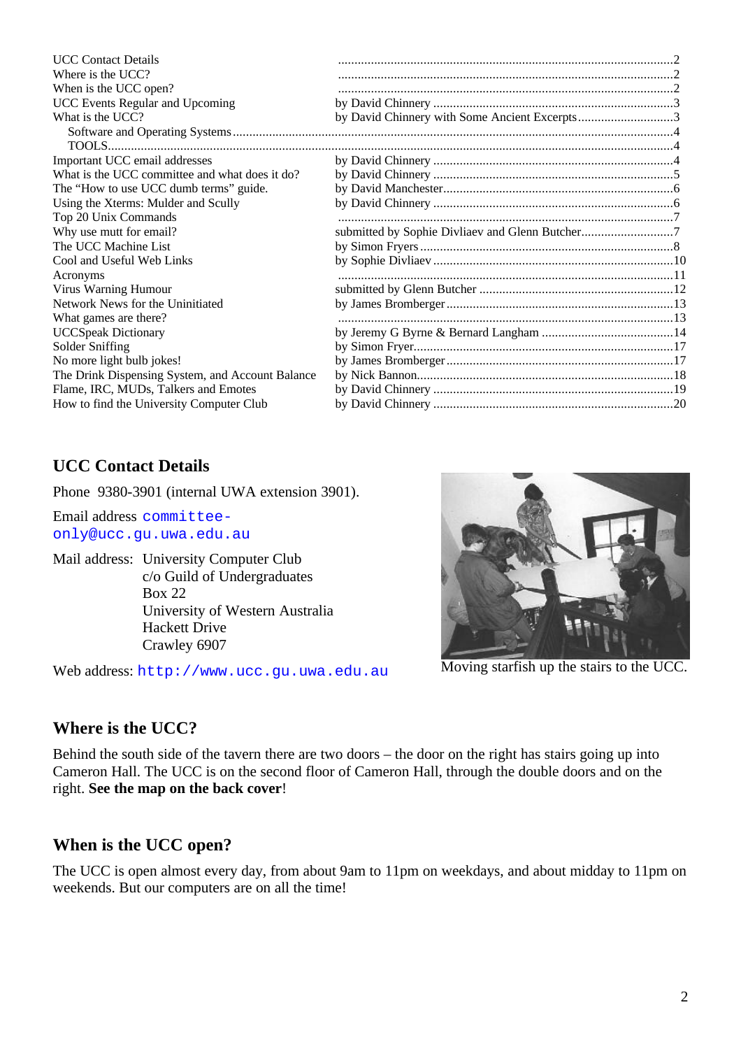| | | |
|---|---|---|
| UCC Contact Details | | 2 |
| Where is the UCC? | | 2 |
| When is the UCC open? | | 2 |
| UCC Events Regular and Upcoming | by David Chinnery | 3 |
| What is the UCC? | by David Chinnery with Some Ancient Excerpts | 3 |
| Software and Operating Systems | | 4 |
| TOOLS | | 4 |
| Important UCC email addresses | by David Chinnery | 4 |
| What is the UCC committee and what does it do? | by David Chinnery | 5 |
| The “How to use UCC dumb terms” guide. | by David Manchester | 6 |
| Using the Xterms: Mulder and Scully | by David Chinnery | 6 |
| Top 20 Unix Commands | | 7 |
| Why use mutt for email? | submitted by Sophie Divliaev and Glenn Butcher | 7 |
| The UCC Machine List | by Simon Fryers | 8 |
| Cool and Useful Web Links | by Sophie Divliaev | 10 |
| Acronyms | | 11 |
| Virus Warning Humour | submitted by Glenn Butcher | 12 |
| Network News for the Uninitiated | by James Bromberger | 13 |
| What games are there? | | 13 |
| UCCSpeak Dictionary | by Jeremy G Byrne & Bernard Langham | 14 |
| Solder Sniffing | by Simon Fryer | 17 |
| No more light bulb jokes! | by James Bromberger | 17 |
| The Drink Dispensing System, and Account Balance | by Nick Bannon | 18 |
| Flame, IRC, MUDs, Talkers and Emotes | by David Chinnery | 19 |
| How to find the University Computer Club | by David Chinnery | 20 |

## UCC Contact Details

Phone 9380-3901 (internal UWA extension 3901).

Email address `committee-only@ucc.gu.uwa.edu.au`

Mail address: University Computer Club
c/o Guild of Undergraduates
Box 22
University of Western Australia
Hackett Drive
Crawley 6907

Web address: `http://www.ucc.gu.uwa.edu.au`

Moving starfish up the stairs to the UCC.

## Where is the UCC?

Behind the south side of the tavern there are two doors – the door on the right has stairs going up into Cameron Hall. The UCC is on the second floor of Cameron Hall, through the double doors and on the right. **See the map on the back cover**!

## When is the UCC open?

The UCC is open almost every day, from about 9am to 11pm on weekdays, and about midday to 11pm on weekends. But our computers are on all the time!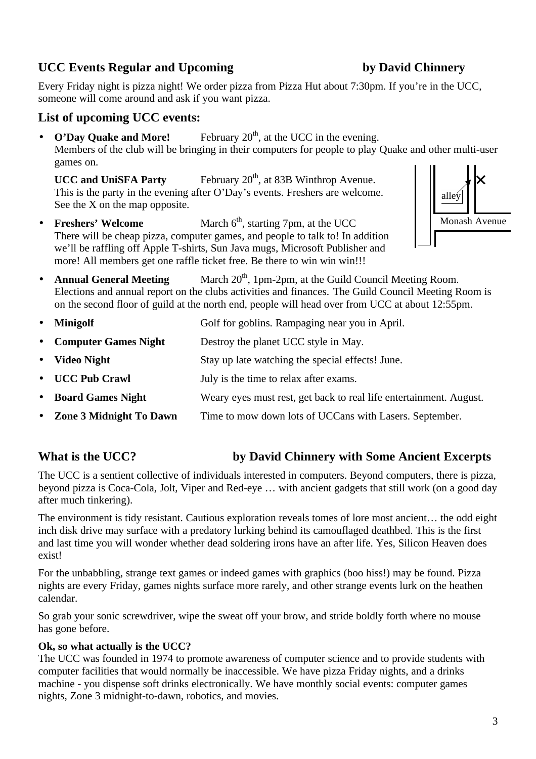## UCC Events Regular and Upcoming — by David Chinnery

Every Friday night is pizza night! We order pizza from Pizza Hut about 7:30pm. If you're in the UCC, someone will come around and ask if you want pizza.

### List of upcoming UCC events:

- **O'Day Quake and More!** February 20th, at the UCC in the evening.
  Members of the club will be bringing in their computers for people to play Quake and other multi-user games on.

  **UCC and UniSFA Party** February 20th, at 83B Winthrop Avenue.
  This is the party in the evening after O'Day's events. Freshers are welcome. See the X on the map opposite.

  alley ✕
  Monash Avenue

- **Freshers' Welcome** March 6th, starting 7pm, at the UCC
  There will be cheap pizza, computer games, and people to talk to! In addition we'll be raffling off Apple T-shirts, Sun Java mugs, Microsoft Publisher and more! All members get one raffle ticket free. Be there to win win win!!!
- **Annual General Meeting** March 20th, 1pm-2pm, at the Guild Council Meeting Room.
  Elections and annual report on the clubs activities and finances. The Guild Council Meeting Room is on the second floor of guild at the north end, people will head over from UCC at about 12:55pm.
- **Minigolf** Golf for goblins. Rampaging near you in April.
- **Computer Games Night** Destroy the planet UCC style in May.
- **Video Night** Stay up late watching the special effects! June.
- **UCC Pub Crawl** July is the time to relax after exams.
- **Board Games Night** Weary eyes must rest, get back to real life entertainment. August.
- **Zone 3 Midnight To Dawn** Time to mow down lots of UCCans with Lasers. September.

## What is the UCC? — by David Chinnery with Some Ancient Excerpts

The UCC is a sentient collective of individuals interested in computers. Beyond computers, there is pizza, beyond pizza is Coca-Cola, Jolt, Viper and Red-eye … with ancient gadgets that still work (on a good day after much tinkering).

The environment is tidy resistant. Cautious exploration reveals tomes of lore most ancient… the odd eight inch disk drive may surface with a predatory lurking behind its camouflaged deathbed. This is the first and last time you will wonder whether dead soldering irons have an after life. Yes, Silicon Heaven does exist!

For the unbabbling, strange text games or indeed games with graphics (boo hiss!) may be found. Pizza nights are every Friday, games nights surface more rarely, and other strange events lurk on the heathen calendar.

So grab your sonic screwdriver, wipe the sweat off your brow, and stride boldly forth where no mouse has gone before.

**Ok, so what actually is the UCC?**
The UCC was founded in 1974 to promote awareness of computer science and to provide students with computer facilities that would normally be inaccessible. We have pizza Friday nights, and a drinks machine - you dispense soft drinks electronically. We have monthly social events: computer games nights, Zone 3 midnight-to-dawn, robotics, and movies.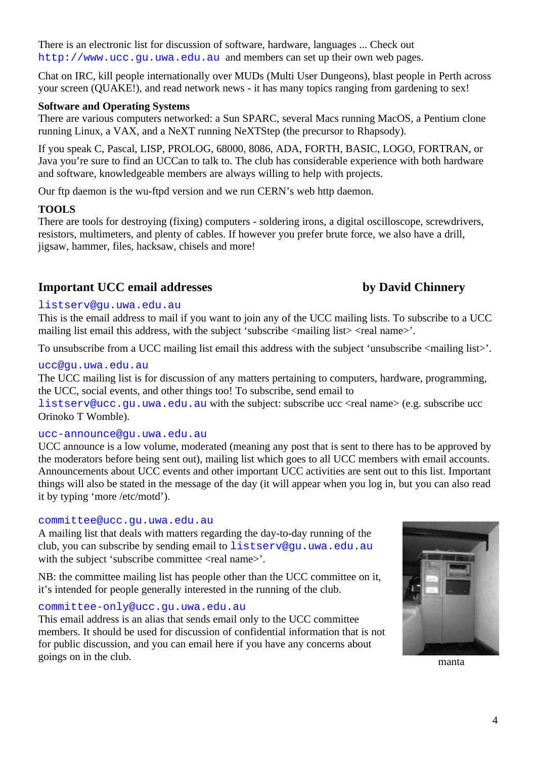There is an electronic list for discussion of software, hardware, languages ... Check out `http://www.ucc.gu.uwa.edu.au` and members can set up their own web pages.

Chat on IRC, kill people internationally over MUDs (Multi User Dungeons), blast people in Perth across your screen (QUAKE!), and read network news - it has many topics ranging from gardening to sex!

**Software and Operating Systems**

There are various computers networked: a Sun SPARC, several Macs running MacOS, a Pentium clone running Linux, a VAX, and a NeXT running NeXTStep (the precursor to Rhapsody).

If you speak C, Pascal, LISP, PROLOG, 68000, 8086, ADA, FORTH, BASIC, LOGO, FORTRAN, or Java you're sure to find an UCCan to talk to. The club has considerable experience with both hardware and software, knowledgeable members are always willing to help with projects.

Our ftp daemon is the wu-ftpd version and we run CERN's web http daemon.

**TOOLS**

There are tools for destroying (fixing) computers - soldering irons, a digital oscilloscope, screwdrivers, resistors, multimeters, and plenty of cables. If however you prefer brute force, we also have a drill, jigsaw, hammer, files, hacksaw, chisels and more!

## Important UCC email addresses

**by David Chinnery**

`listserv@gu.uwa.edu.au`

This is the email address to mail if you want to join any of the UCC mailing lists. To subscribe to a UCC mailing list email this address, with the subject 'subscribe <mailing list> <real name>'.

To unsubscribe from a UCC mailing list email this address with the subject 'unsubscribe <mailing list>'.

`ucc@gu.uwa.edu.au`

The UCC mailing list is for discussion of any matters pertaining to computers, hardware, programming, the UCC, social events, and other things too! To subscribe, send email to `listserv@ucc.gu.uwa.edu.au` with the subject: subscribe ucc <real name> (e.g. subscribe ucc Orinoko T Womble).

`ucc-announce@gu.uwa.edu.au`

UCC announce is a low volume, moderated (meaning any post that is sent to there has to be approved by the moderators before being sent out), mailing list which goes to all UCC members with email accounts. Announcements about UCC events and other important UCC activities are sent out to this list. Important things will also be stated in the message of the day (it will appear when you log in, but you can also read it by typing 'more /etc/motd').

`committee@ucc.gu.uwa.edu.au`

A mailing list that deals with matters regarding the day-to-day running of the club, you can subscribe by sending email to `listserv@gu.uwa.edu.au` with the subject 'subscribe committee <real name>'.

NB: the committee mailing list has people other than the UCC committee on it, it's intended for people generally interested in the running of the club.

`committee-only@ucc.gu.uwa.edu.au`

This email address is an alias that sends email only to the UCC committee members. It should be used for discussion of confidential information that is not for public discussion, and you can email here if you have any concerns about goings on in the club.

manta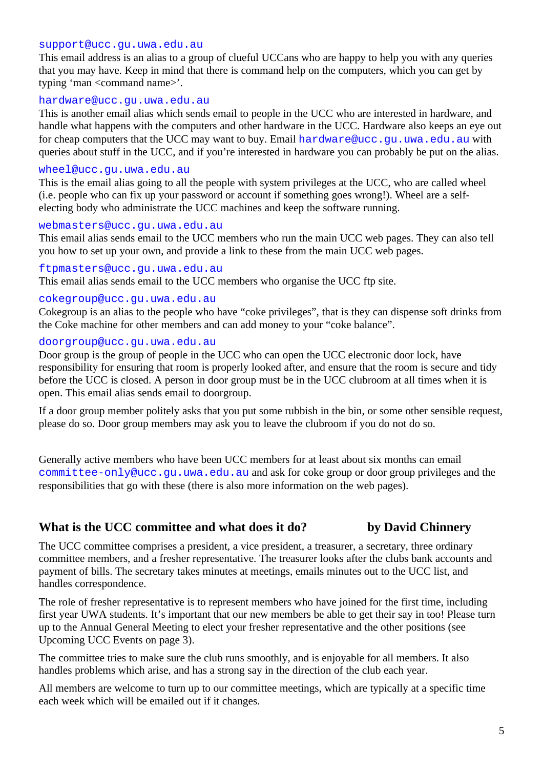`support@ucc.gu.uwa.edu.au`
This email address is an alias to a group of clueful UCCans who are happy to help you with any queries that you may have. Keep in mind that there is command help on the computers, which you can get by typing 'man <command name>'.

`hardware@ucc.gu.uwa.edu.au`
This is another email alias which sends email to people in the UCC who are interested in hardware, and handle what happens with the computers and other hardware in the UCC. Hardware also keeps an eye out for cheap computers that the UCC may want to buy. Email `hardware@ucc.gu.uwa.edu.au` with queries about stuff in the UCC, and if you're interested in hardware you can probably be put on the alias.

`wheel@ucc.gu.uwa.edu.au`
This is the email alias going to all the people with system privileges at the UCC, who are called wheel (i.e. people who can fix up your password or account if something goes wrong!). Wheel are a self-electing body who administrate the UCC machines and keep the software running.

`webmasters@ucc.gu.uwa.edu.au`
This email alias sends email to the UCC members who run the main UCC web pages. They can also tell you how to set up your own, and provide a link to these from the main UCC web pages.

`ftpmasters@ucc.gu.uwa.edu.au`
This email alias sends email to the UCC members who organise the UCC ftp site.

`cokegroup@ucc.gu.uwa.edu.au`
Cokegroup is an alias to the people who have "coke privileges", that is they can dispense soft drinks from the Coke machine for other members and can add money to your "coke balance".

`doorgroup@ucc.gu.uwa.edu.au`
Door group is the group of people in the UCC who can open the UCC electronic door lock, have responsibility for ensuring that room is properly looked after, and ensure that the room is secure and tidy before the UCC is closed. A person in door group must be in the UCC clubroom at all times when it is open. This email alias sends email to doorgroup.

If a door group member politely asks that you put some rubbish in the bin, or some other sensible request, please do so. Door group members may ask you to leave the clubroom if you do not do so.

Generally active members who have been UCC members for at least about six months can email `committee-only@ucc.gu.uwa.edu.au` and ask for coke group or door group privileges and the responsibilities that go with these (there is also more information on the web pages).

## What is the UCC committee and what does it do? by David Chinnery

The UCC committee comprises a president, a vice president, a treasurer, a secretary, three ordinary committee members, and a fresher representative. The treasurer looks after the clubs bank accounts and payment of bills. The secretary takes minutes at meetings, emails minutes out to the UCC list, and handles correspondence.

The role of fresher representative is to represent members who have joined for the first time, including first year UWA students. It's important that our new members be able to get their say in too! Please turn up to the Annual General Meeting to elect your fresher representative and the other positions (see Upcoming UCC Events on page 3).

The committee tries to make sure the club runs smoothly, and is enjoyable for all members. It also handles problems which arise, and has a strong say in the direction of the club each year.

All members are welcome to turn up to our committee meetings, which are typically at a specific time each week which will be emailed out if it changes.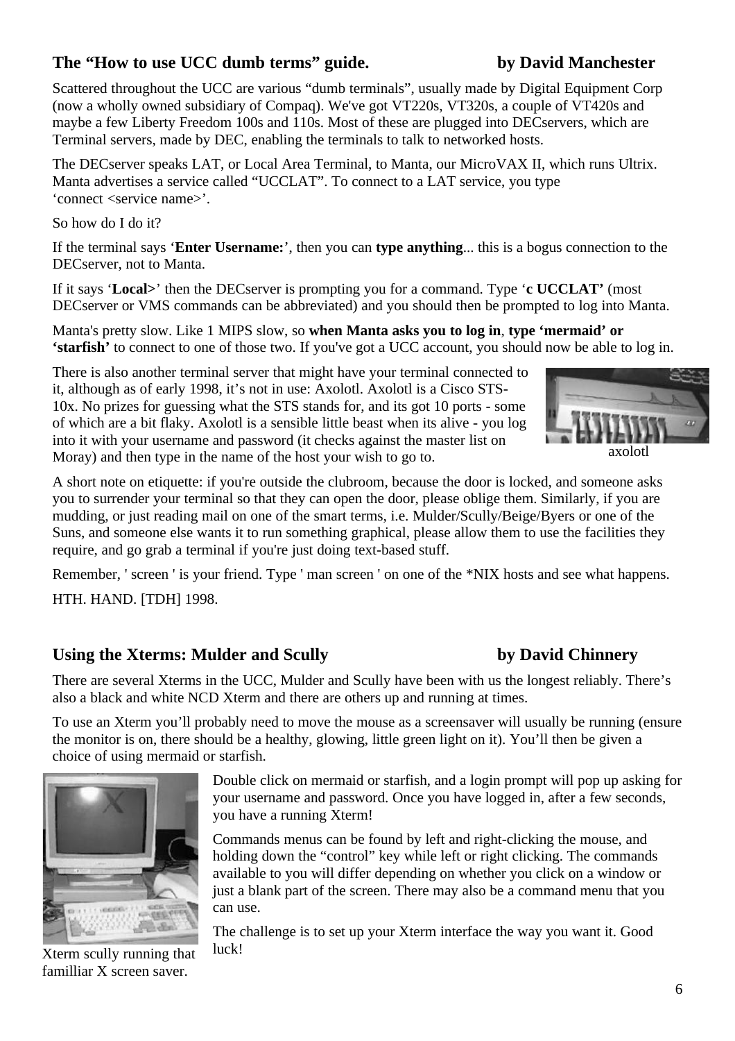## The "How to use UCC dumb terms" guide. by David Manchester

Scattered throughout the UCC are various "dumb terminals", usually made by Digital Equipment Corp (now a wholly owned subsidiary of Compaq). We've got VT220s, VT320s, a couple of VT420s and maybe a few Liberty Freedom 100s and 110s. Most of these are plugged into DECservers, which are Terminal servers, made by DEC, enabling the terminals to talk to networked hosts.

The DECserver speaks LAT, or Local Area Terminal, to Manta, our MicroVAX II, which runs Ultrix. Manta advertises a service called "UCCLAT". To connect to a LAT service, you type 'connect <service name>'.

So how do I do it?

If the terminal says '**Enter Username:**', then you can **type anything**... this is a bogus connection to the DECserver, not to Manta.

If it says '**Local>**' then the DECserver is prompting you for a command. Type '**c UCCLAT'** (most DECserver or VMS commands can be abbreviated) and you should then be prompted to log into Manta.

Manta's pretty slow. Like 1 MIPS slow, so **when Manta asks you to log in**, **type 'mermaid' or 'starfish'** to connect to one of those two. If you've got a UCC account, you should now be able to log in.

There is also another terminal server that might have your terminal connected to it, although as of early 1998, it's not in use: Axolotl. Axolotl is a Cisco STS-10x. No prizes for guessing what the STS stands for, and its got 10 ports - some of which are a bit flaky. Axolotl is a sensible little beast when its alive - you log into it with your username and password (it checks against the master list on Moray) and then type in the name of the host your wish to go to.

axolotl

A short note on etiquette: if you're outside the clubroom, because the door is locked, and someone asks you to surrender your terminal so that they can open the door, please oblige them. Similarly, if you are mudding, or just reading mail on one of the smart terms, i.e. Mulder/Scully/Beige/Byers or one of the Suns, and someone else wants it to run something graphical, please allow them to use the facilities they require, and go grab a terminal if you're just doing text-based stuff.

Remember, ' screen ' is your friend. Type ' man screen ' on one of the *NIX hosts and see what happens.

HTH. HAND. [TDH] 1998.

## Using the Xterms: Mulder and Scully by David Chinnery

There are several Xterms in the UCC, Mulder and Scully have been with us the longest reliably. There's also a black and white NCD Xterm and there are others up and running at times.

To use an Xterm you'll probably need to move the mouse as a screensaver will usually be running (ensure the monitor is on, there should be a healthy, glowing, little green light on it). You'll then be given a choice of using mermaid or starfish.

Double click on mermaid or starfish, and a login prompt will pop up asking for your username and password. Once you have logged in, after a few seconds, you have a running Xterm!

Commands menus can be found by left and right-clicking the mouse, and holding down the "control" key while left or right clicking. The commands available to you will differ depending on whether you click on a window or just a blank part of the screen. There may also be a command menu that you can use.

The challenge is to set up your Xterm interface the way you want it. Good luck!

Xterm scully running that familliar X screen saver.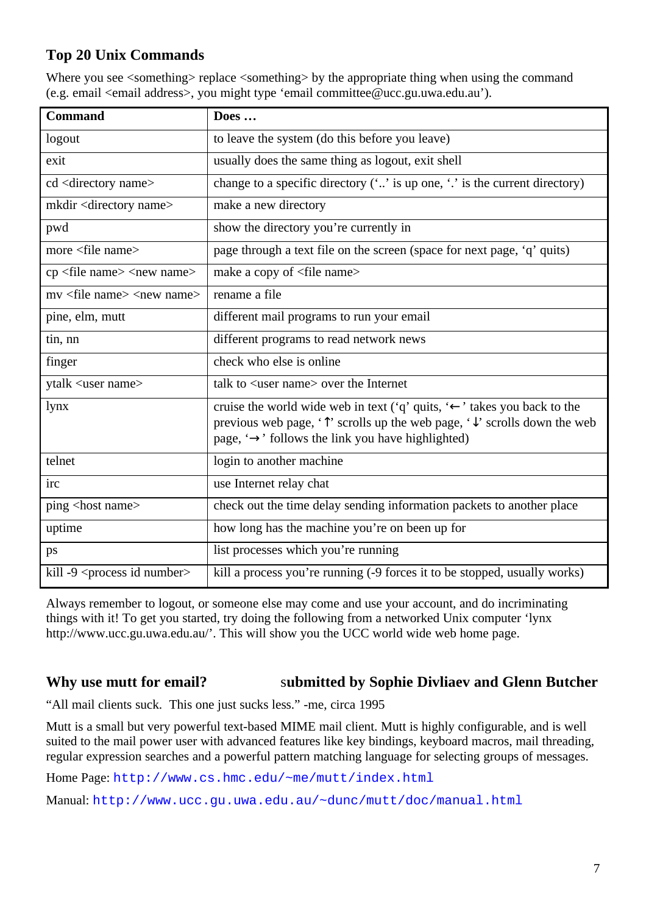## Top 20 Unix Commands

Where you see <something> replace <something> by the appropriate thing when using the command (e.g. email <email address>, you might type ‘email committee@ucc.gu.uwa.edu.au’).

| Command | Does … |
|---|---|
| logout | to leave the system (do this before you leave) |
| exit | usually does the same thing as logout, exit shell |
| cd <directory name> | change to a specific directory (‘..’ is up one, ‘.’ is the current directory) |
| mkdir <directory name> | make a new directory |
| pwd | show the directory you’re currently in |
| more <file name> | page through a text file on the screen (space for next page, ‘q’ quits) |
| cp <file name> <new name> | make a copy of <file name> |
| mv <file name> <new name> | rename a file |
| pine, elm, mutt | different mail programs to run your email |
| tin, nn | different programs to read network news |
| finger | check who else is online |
| ytalk <user name> | talk to <user name> over the Internet |
| lynx | cruise the world wide web in text (‘q’ quits, ‘←’ takes you back to the previous web page, ‘↑’ scrolls up the web page, ‘↓’ scrolls down the web page, ‘→’ follows the link you have highlighted) |
| telnet | login to another machine |
| irc | use Internet relay chat |
| ping <host name> | check out the time delay sending information packets to another place |
| uptime | how long has the machine you’re on been up for |
| ps | list processes which you’re running |
| kill -9 <process id number> | kill a process you’re running (-9 forces it to be stopped, usually works) |

Always remember to logout, or someone else may come and use your account, and do incriminating things with it! To get you started, try doing the following from a networked Unix computer ‘lynx http://www.ucc.gu.uwa.edu.au/’. This will show you the UCC world wide web home page.

## Why use mutt for email? submitted by Sophie Divliaev and Glenn Butcher

“All mail clients suck. This one just sucks less.” -me, circa 1995

Mutt is a small but very powerful text-based MIME mail client. Mutt is highly configurable, and is well suited to the mail power user with advanced features like key bindings, keyboard macros, mail threading, regular expression searches and a powerful pattern matching language for selecting groups of messages.

Home Page: http://www.cs.hmc.edu/~me/mutt/index.html

Manual: http://www.ucc.gu.uwa.edu.au/~dunc/mutt/doc/manual.html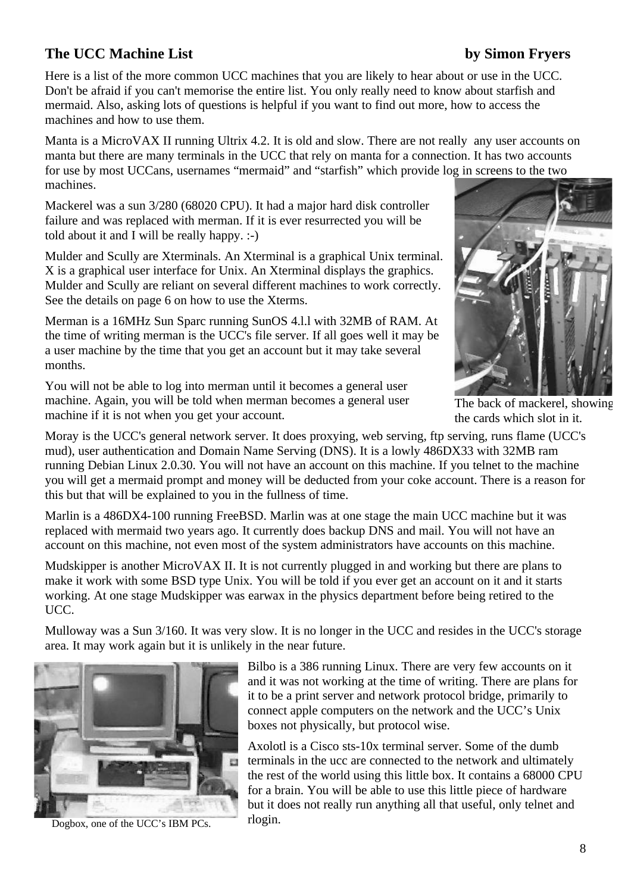## The UCC Machine List — by Simon Fryers

Here is a list of the more common UCC machines that you are likely to hear about or use in the UCC. Don't be afraid if you can't memorise the entire list. You only really need to know about starfish and mermaid. Also, asking lots of questions is helpful if you want to find out more, how to access the machines and how to use them.

Manta is a MicroVAX II running Ultrix 4.2. It is old and slow. There are not really any user accounts on manta but there are many terminals in the UCC that rely on manta for a connection. It has two accounts for use by most UCCans, usernames "mermaid" and "starfish" which provide log in screens to the two machines.

Mackerel was a sun 3/280 (68020 CPU). It had a major hard disk controller failure and was replaced with merman. If it is ever resurrected you will be told about it and I will be really happy. :-)

The back of mackerel, showing the cards which slot in it.

Mulder and Scully are Xterminals. An Xterminal is a graphical Unix terminal. X is a graphical user interface for Unix. An Xterminal displays the graphics. Mulder and Scully are reliant on several different machines to work correctly. See the details on page 6 on how to use the Xterms.

Merman is a 16MHz Sun Sparc running SunOS 4.l.l with 32MB of RAM. At the time of writing merman is the UCC's file server. If all goes well it may be a user machine by the time that you get an account but it may take several months.

You will not be able to log into merman until it becomes a general user machine. Again, you will be told when merman becomes a general user machine if it is not when you get your account.

Moray is the UCC's general network server. It does proxying, web serving, ftp serving, runs flame (UCC's mud), user authentication and Domain Name Serving (DNS). It is a lowly 486DX33 with 32MB ram running Debian Linux 2.0.30. You will not have an account on this machine. If you telnet to the machine you will get a mermaid prompt and money will be deducted from your coke account. There is a reason for this but that will be explained to you in the fullness of time.

Marlin is a 486DX4-100 running FreeBSD. Marlin was at one stage the main UCC machine but it was replaced with mermaid two years ago. It currently does backup DNS and mail. You will not have an account on this machine, not even most of the system administrators have accounts on this machine.

Mudskipper is another MicroVAX II. It is not currently plugged in and working but there are plans to make it work with some BSD type Unix. You will be told if you ever get an account on it and it starts working. At one stage Mudskipper was earwax in the physics department before being retired to the UCC.

Mulloway was a Sun 3/160. It was very slow. It is no longer in the UCC and resides in the UCC's storage area. It may work again but it is unlikely in the near future.

Dogbox, one of the UCC's IBM PCs.

Bilbo is a 386 running Linux. There are very few accounts on it and it was not working at the time of writing. There are plans for it to be a print server and network protocol bridge, primarily to connect apple computers on the network and the UCC's Unix boxes not physically, but protocol wise.

Axolotl is a Cisco sts-10x terminal server. Some of the dumb terminals in the ucc are connected to the network and ultimately the rest of the world using this little box. It contains a 68000 CPU for a brain. You will be able to use this little piece of hardware but it does not really run anything all that useful, only telnet and rlogin.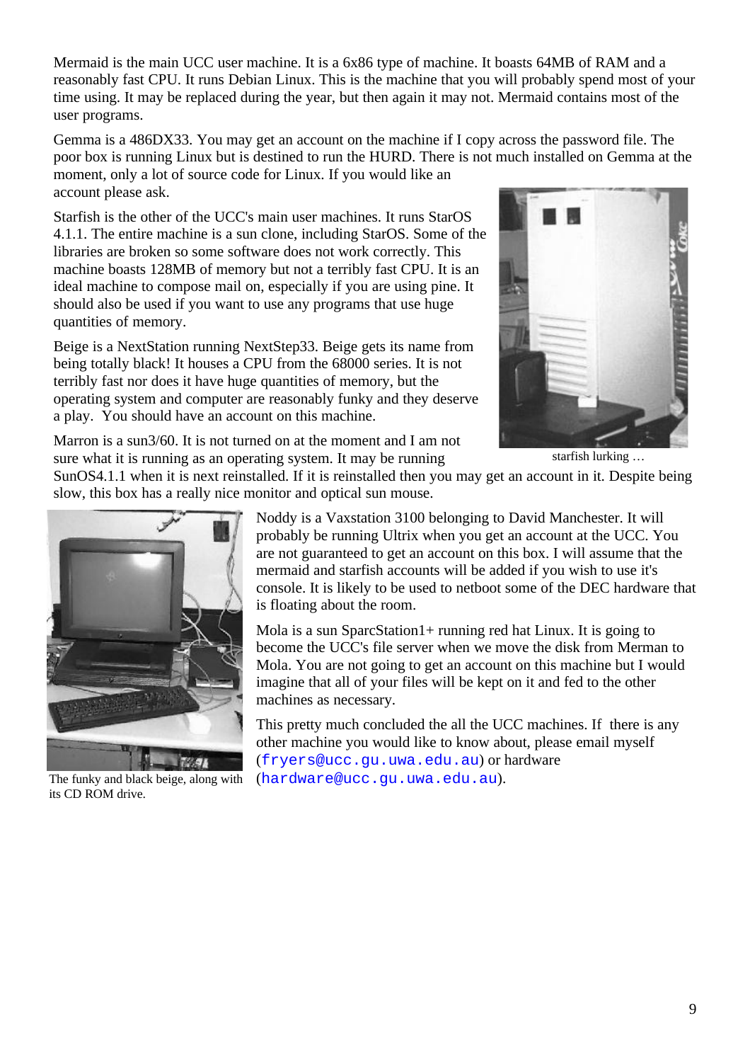Mermaid is the main UCC user machine. It is a 6x86 type of machine. It boasts 64MB of RAM and a reasonably fast CPU. It runs Debian Linux. This is the machine that you will probably spend most of your time using. It may be replaced during the year, but then again it may not. Mermaid contains most of the user programs.

Gemma is a 486DX33. You may get an account on the machine if I copy across the password file. The poor box is running Linux but is destined to run the HURD. There is not much installed on Gemma at the moment, only a lot of source code for Linux. If you would like an account please ask.

Starfish is the other of the UCC's main user machines. It runs StarOS 4.1.1. The entire machine is a sun clone, including StarOS. Some of the libraries are broken so some software does not work correctly. This machine boasts 128MB of memory but not a terribly fast CPU. It is an ideal machine to compose mail on, especially if you are using pine. It should also be used if you want to use any programs that use huge quantities of memory.

starfish lurking …

Beige is a NextStation running NextStep33. Beige gets its name from being totally black! It houses a CPU from the 68000 series. It is not terribly fast nor does it have huge quantities of memory, but the operating system and computer are reasonably funky and they deserve a play. You should have an account on this machine.

Marron is a sun3/60. It is not turned on at the moment and I am not sure what it is running as an operating system. It may be running SunOS4.1.1 when it is next reinstalled. If it is reinstalled then you may get an account in it. Despite being slow, this box has a really nice monitor and optical sun mouse.

The funky and black beige, along with its CD ROM drive.

Noddy is a Vaxstation 3100 belonging to David Manchester. It will probably be running Ultrix when you get an account at the UCC. You are not guaranteed to get an account on this box. I will assume that the mermaid and starfish accounts will be added if you wish to use it's console. It is likely to be used to netboot some of the DEC hardware that is floating about the room.

Mola is a sun SparcStation1+ running red hat Linux. It is going to become the UCC's file server when we move the disk from Merman to Mola. You are not going to get an account on this machine but I would imagine that all of your files will be kept on it and fed to the other machines as necessary.

This pretty much concluded the all the UCC machines. If there is any other machine you would like to know about, please email myself (`fryers@ucc.gu.uwa.edu.au`) or hardware (`hardware@ucc.gu.uwa.edu.au`).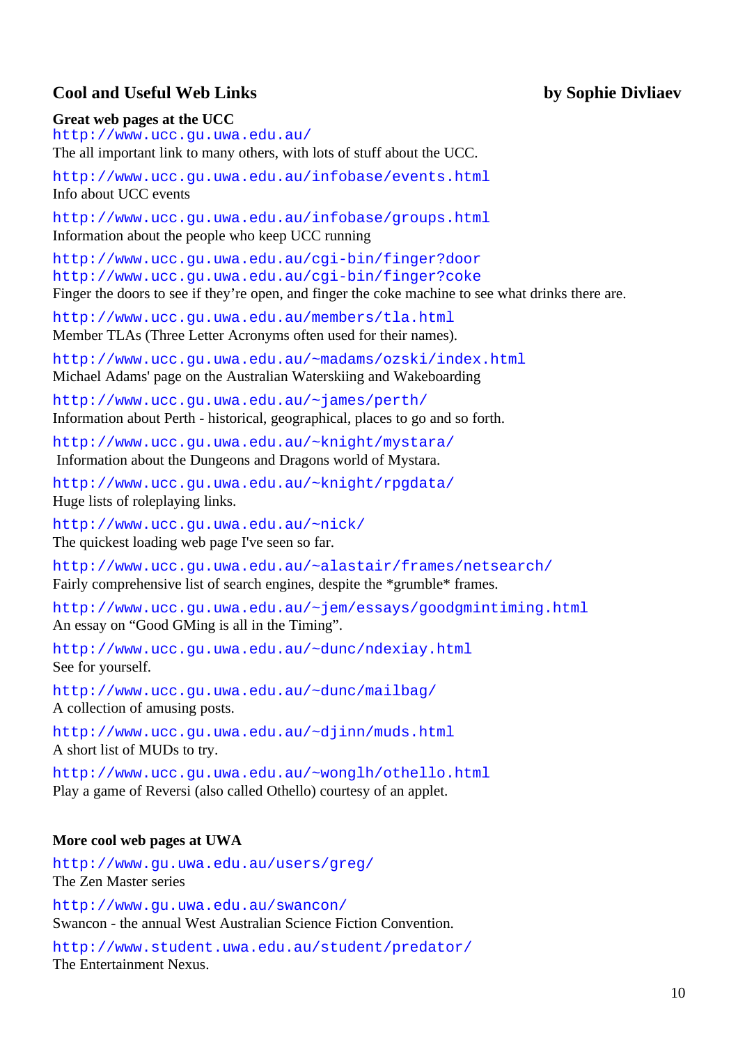## Cool and Useful Web Links

**by Sophie Divliaev**

### Great web pages at the UCC

http://www.ucc.gu.uwa.edu.au/
The all important link to many others, with lots of stuff about the UCC.

http://www.ucc.gu.uwa.edu.au/infobase/events.html
Info about UCC events

http://www.ucc.gu.uwa.edu.au/infobase/groups.html
Information about the people who keep UCC running

http://www.ucc.gu.uwa.edu.au/cgi-bin/finger?door
http://www.ucc.gu.uwa.edu.au/cgi-bin/finger?coke
Finger the doors to see if they're open, and finger the coke machine to see what drinks there are.

http://www.ucc.gu.uwa.edu.au/members/tla.html
Member TLAs (Three Letter Acronyms often used for their names).

http://www.ucc.gu.uwa.edu.au/~madams/ozski/index.html
Michael Adams' page on the Australian Waterskiing and Wakeboarding

http://www.ucc.gu.uwa.edu.au/~james/perth/
Information about Perth - historical, geographical, places to go and so forth.

http://www.ucc.gu.uwa.edu.au/~knight/mystara/
Information about the Dungeons and Dragons world of Mystara.

http://www.ucc.gu.uwa.edu.au/~knight/rpgdata/
Huge lists of roleplaying links.

http://www.ucc.gu.uwa.edu.au/~nick/
The quickest loading web page I've seen so far.

http://www.ucc.gu.uwa.edu.au/~alastair/frames/netsearch/
Fairly comprehensive list of search engines, despite the *grumble* frames.

http://www.ucc.gu.uwa.edu.au/~jem/essays/goodgmintiming.html
An essay on "Good GMing is all in the Timing".

http://www.ucc.gu.uwa.edu.au/~dunc/ndexiay.html
See for yourself.

http://www.ucc.gu.uwa.edu.au/~dunc/mailbag/
A collection of amusing posts.

http://www.ucc.gu.uwa.edu.au/~djinn/muds.html
A short list of MUDs to try.

http://www.ucc.gu.uwa.edu.au/~wonglh/othello.html
Play a game of Reversi (also called Othello) courtesy of an applet.

### More cool web pages at UWA

http://www.gu.uwa.edu.au/users/greg/
The Zen Master series

http://www.gu.uwa.edu.au/swancon/
Swancon - the annual West Australian Science Fiction Convention.

http://www.student.uwa.edu.au/student/predator/
The Entertainment Nexus.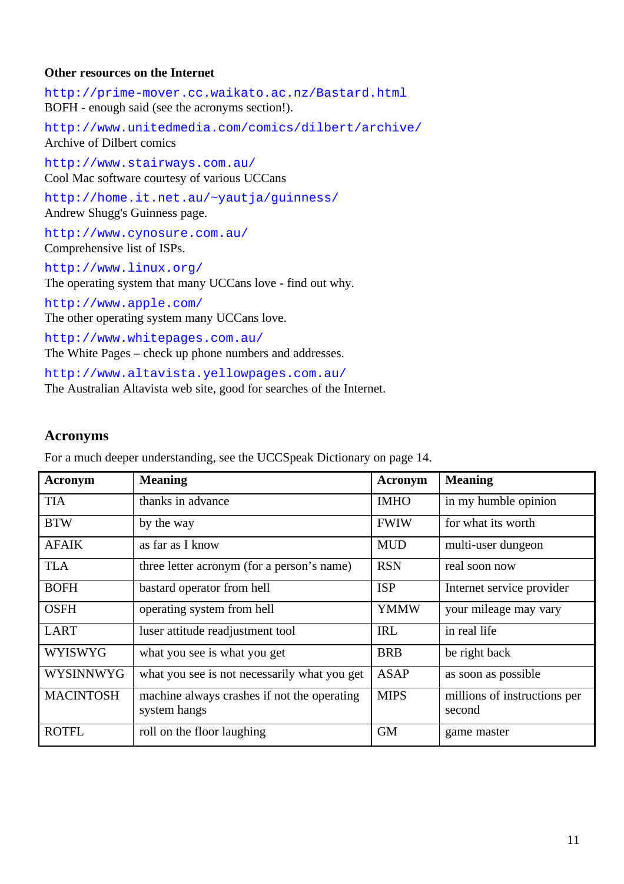**Other resources on the Internet**

http://prime-mover.cc.waikato.ac.nz/Bastard.html
BOFH - enough said (see the acronyms section!).

http://www.unitedmedia.com/comics/dilbert/archive/
Archive of Dilbert comics

http://www.stairways.com.au/
Cool Mac software courtesy of various UCCans

http://home.it.net.au/~yautja/guinness/
Andrew Shugg's Guinness page.

http://www.cynosure.com.au/
Comprehensive list of ISPs.

http://www.linux.org/
The operating system that many UCCans love - find out why.

http://www.apple.com/
The other operating system many UCCans love.

http://www.whitepages.com.au/
The White Pages – check up phone numbers and addresses.

http://www.altavista.yellowpages.com.au/
The Australian Altavista web site, good for searches of the Internet.

## Acronyms

For a much deeper understanding, see the UCCSpeak Dictionary on page 14.

| Acronym | Meaning | Acronym | Meaning |
|---|---|---|---|
| TIA | thanks in advance | IMHO | in my humble opinion |
| BTW | by the way | FWIW | for what its worth |
| AFAIK | as far as I know | MUD | multi-user dungeon |
| TLA | three letter acronym (for a person's name) | RSN | real soon now |
| BOFH | bastard operator from hell | ISP | Internet service provider |
| OSFH | operating system from hell | YMMW | your mileage may vary |
| LART | luser attitude readjustment tool | IRL | in real life |
| WYISWYG | what you see is what you get | BRB | be right back |
| WYSINNWYG | what you see is not necessarily what you get | ASAP | as soon as possible |
| MACINTOSH | machine always crashes if not the operating system hangs | MIPS | millions of instructions per second |
| ROTFL | roll on the floor laughing | GM | game master |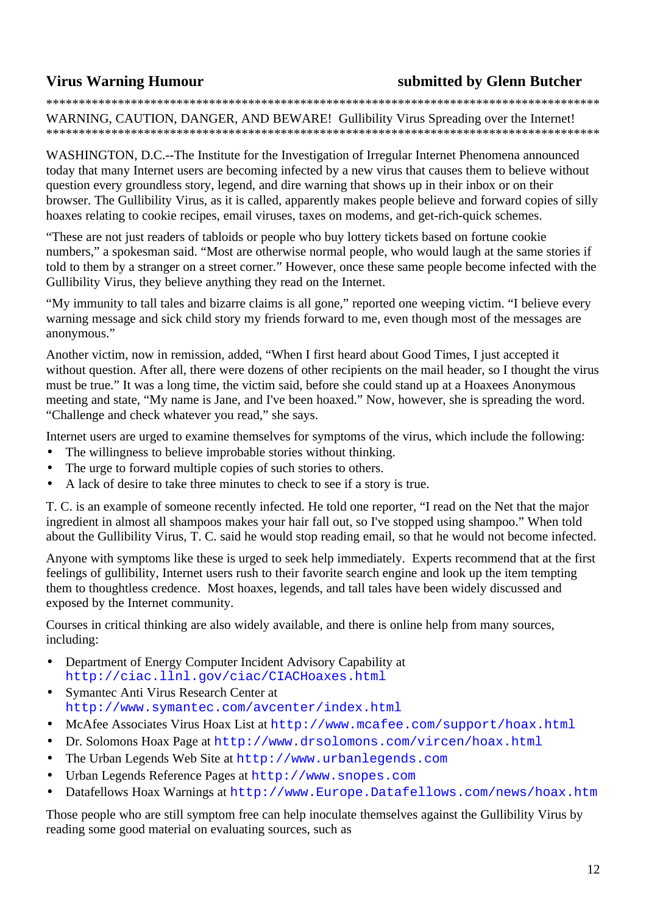## Virus Warning Humour — submitted by Glenn Butcher

*************************************************************************************

WARNING, CAUTION, DANGER, AND BEWARE! Gullibility Virus Spreading over the Internet!

*************************************************************************************

WASHINGTON, D.C.--The Institute for the Investigation of Irregular Internet Phenomena announced today that many Internet users are becoming infected by a new virus that causes them to believe without question every groundless story, legend, and dire warning that shows up in their inbox or on their browser. The Gullibility Virus, as it is called, apparently makes people believe and forward copies of silly hoaxes relating to cookie recipes, email viruses, taxes on modems, and get-rich-quick schemes.

“These are not just readers of tabloids or people who buy lottery tickets based on fortune cookie numbers,” a spokesman said. “Most are otherwise normal people, who would laugh at the same stories if told to them by a stranger on a street corner.” However, once these same people become infected with the Gullibility Virus, they believe anything they read on the Internet.

“My immunity to tall tales and bizarre claims is all gone,” reported one weeping victim. “I believe every warning message and sick child story my friends forward to me, even though most of the messages are anonymous.”

Another victim, now in remission, added, “When I first heard about Good Times, I just accepted it without question. After all, there were dozens of other recipients on the mail header, so I thought the virus must be true.” It was a long time, the victim said, before she could stand up at a Hoaxees Anonymous meeting and state, “My name is Jane, and I've been hoaxed.” Now, however, she is spreading the word. “Challenge and check whatever you read,” she says.

Internet users are urged to examine themselves for symptoms of the virus, which include the following:

- The willingness to believe improbable stories without thinking.
- The urge to forward multiple copies of such stories to others.
- A lack of desire to take three minutes to check to see if a story is true.

T. C. is an example of someone recently infected. He told one reporter, “I read on the Net that the major ingredient in almost all shampoos makes your hair fall out, so I've stopped using shampoo.” When told about the Gullibility Virus, T. C. said he would stop reading email, so that he would not become infected.

Anyone with symptoms like these is urged to seek help immediately. Experts recommend that at the first feelings of gullibility, Internet users rush to their favorite search engine and look up the item tempting them to thoughtless credence. Most hoaxes, legends, and tall tales have been widely discussed and exposed by the Internet community.

Courses in critical thinking are also widely available, and there is online help from many sources, including:

- Department of Energy Computer Incident Advisory Capability at `http://ciac.llnl.gov/ciac/CIACHoaxes.html`
- Symantec Anti Virus Research Center at `http://www.symantec.com/avcenter/index.html`
- McAfee Associates Virus Hoax List at `http://www.mcafee.com/support/hoax.html`
- Dr. Solomons Hoax Page at `http://www.drsolomons.com/vircen/hoax.html`
- The Urban Legends Web Site at `http://www.urbanlegends.com`
- Urban Legends Reference Pages at `http://www.snopes.com`
- Datafellows Hoax Warnings at `http://www.Europe.Datafellows.com/news/hoax.htm`

Those people who are still symptom free can help inoculate themselves against the Gullibility Virus by reading some good material on evaluating sources, such as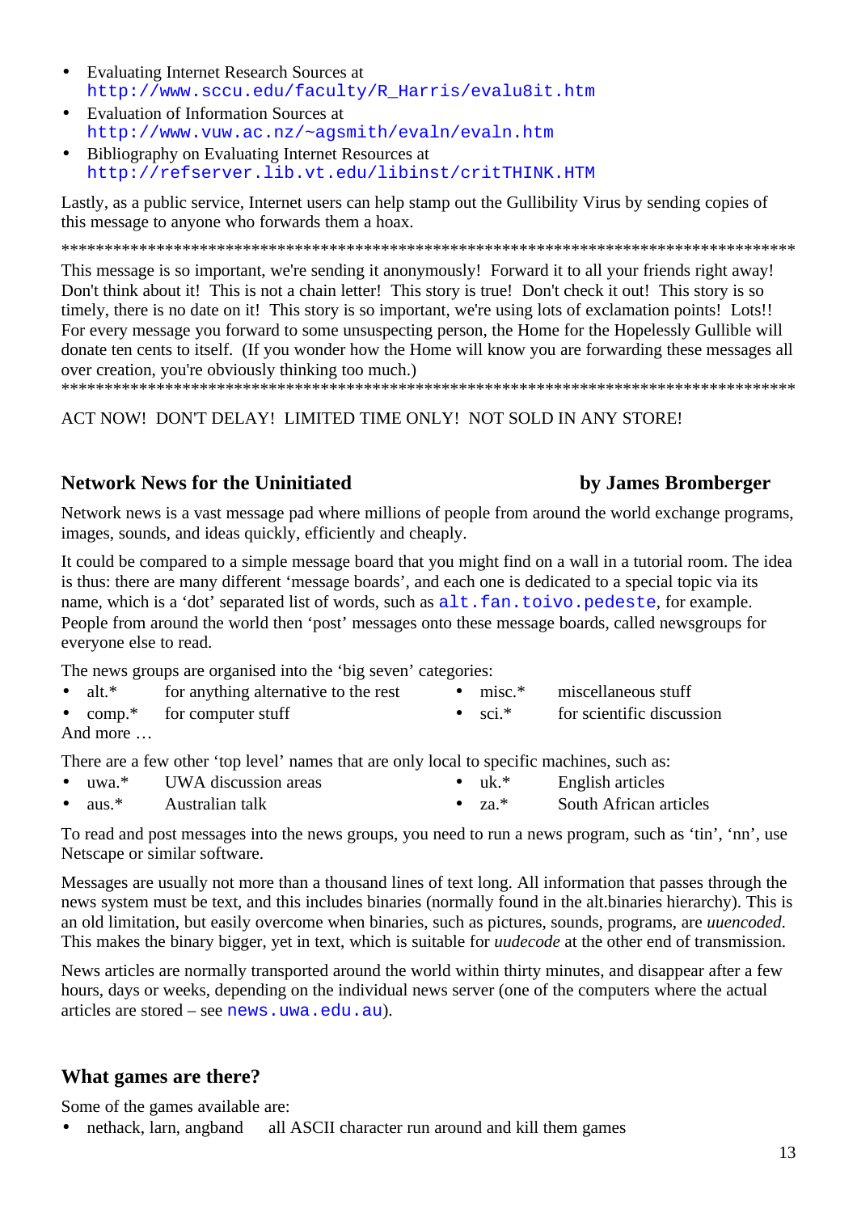- Evaluating Internet Research Sources at
  http://www.sccu.edu/faculty/R_Harris/evalu8it.htm
- Evaluation of Information Sources at
  http://www.vuw.ac.nz/~agsmith/evaln/evaln.htm
- Bibliography on Evaluating Internet Resources at
  http://refserver.lib.vt.edu/libinst/critTHINK.HTM

Lastly, as a public service, Internet users can help stamp out the Gullibility Virus by sending copies of this message to anyone who forwards them a hoax.

*************************************************************************************

This message is so important, we're sending it anonymously! Forward it to all your friends right away! Don't think about it! This is not a chain letter! This story is true! Don't check it out! This story is so timely, there is no date on it! This story is so important, we're using lots of exclamation points! Lots!! For every message you forward to some unsuspecting person, the Home for the Hopelessly Gullible will donate ten cents to itself. (If you wonder how the Home will know you are forwarding these messages all over creation, you're obviously thinking too much.)

*************************************************************************************

ACT NOW! DON'T DELAY! LIMITED TIME ONLY! NOT SOLD IN ANY STORE!

## Network News for the Uninitiated

**by James Bromberger**

Network news is a vast message pad where millions of people from around the world exchange programs, images, sounds, and ideas quickly, efficiently and cheaply.

It could be compared to a simple message board that you might find on a wall in a tutorial room. The idea is thus: there are many different 'message boards', and each one is dedicated to a special topic via its name, which is a 'dot' separated list of words, such as alt.fan.toivo.pedeste, for example. People from around the world then 'post' messages onto these message boards, called newsgroups for everyone else to read.

The news groups are organised into the 'big seven' categories:

- alt.* for anything alternative to the rest
- comp.* for computer stuff
- misc.* miscellaneous stuff
- sci.* for scientific discussion

And more …

There are a few other 'top level' names that are only local to specific machines, such as:

- uwa.* UWA discussion areas
- aus.* Australian talk
- uk.* English articles
- za.* South African articles

To read and post messages into the news groups, you need to run a news program, such as 'tin', 'nn', use Netscape or similar software.

Messages are usually not more than a thousand lines of text long. All information that passes through the news system must be text, and this includes binaries (normally found in the alt.binaries hierarchy). This is an old limitation, but easily overcome when binaries, such as pictures, sounds, programs, are *uuencoded*. This makes the binary bigger, yet in text, which is suitable for *uudecode* at the other end of transmission.

News articles are normally transported around the world within thirty minutes, and disappear after a few hours, days or weeks, depending on the individual news server (one of the computers where the actual articles are stored – see news.uwa.edu.au).

## What games are there?

Some of the games available are:

- nethack, larn, angband all ASCII character run around and kill them games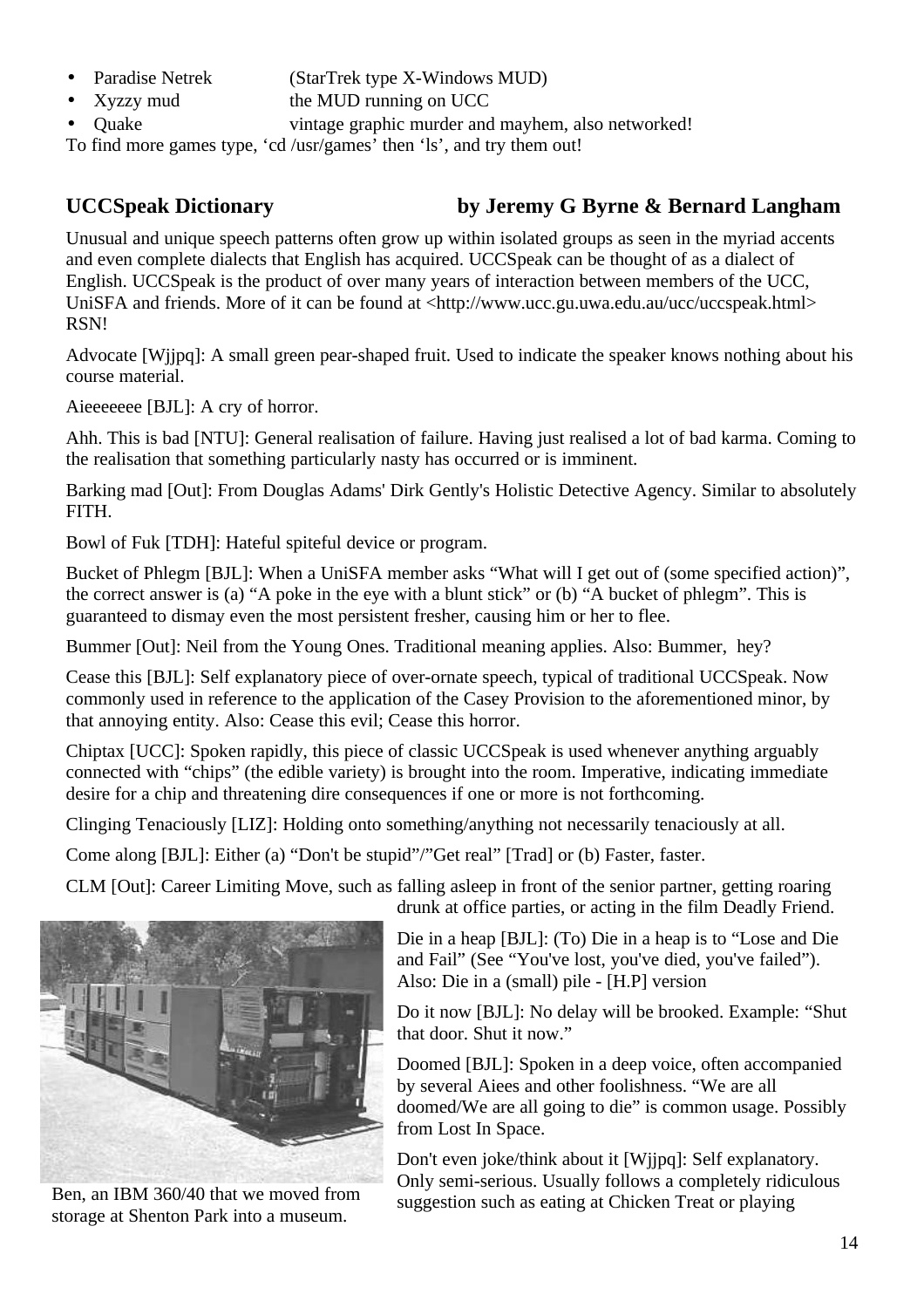- Paradise Netrek (StarTrek type X-Windows MUD)
- Xyzzy mud the MUD running on UCC
- Quake vintage graphic murder and mayhem, also networked!

To find more games type, 'cd /usr/games' then 'ls', and try them out!

## UCCSpeak Dictionary by Jeremy G Byrne & Bernard Langham

Unusual and unique speech patterns often grow up within isolated groups as seen in the myriad accents and even complete dialects that English has acquired. UCCSpeak can be thought of as a dialect of English. UCCSpeak is the product of over many years of interaction between members of the UCC, UniSFA and friends. More of it can be found at <http://www.ucc.gu.uwa.edu.au/ucc/uccspeak.html> RSN!

Advocate [Wjjpq]: A small green pear-shaped fruit. Used to indicate the speaker knows nothing about his course material.

Aieeeeeee [BJL]: A cry of horror.

Ahh. This is bad [NTU]: General realisation of failure. Having just realised a lot of bad karma. Coming to the realisation that something particularly nasty has occurred or is imminent.

Barking mad [Out]: From Douglas Adams' Dirk Gently's Holistic Detective Agency. Similar to absolutely FITH.

Bowl of Fuk [TDH]: Hateful spiteful device or program.

Bucket of Phlegm [BJL]: When a UniSFA member asks "What will I get out of (some specified action)", the correct answer is (a) "A poke in the eye with a blunt stick" or (b) "A bucket of phlegm". This is guaranteed to dismay even the most persistent fresher, causing him or her to flee.

Bummer [Out]: Neil from the Young Ones. Traditional meaning applies. Also: Bummer, hey?

Cease this [BJL]: Self explanatory piece of over-ornate speech, typical of traditional UCCSpeak. Now commonly used in reference to the application of the Casey Provision to the aforementioned minor, by that annoying entity. Also: Cease this evil; Cease this horror.

Chiptax [UCC]: Spoken rapidly, this piece of classic UCCSpeak is used whenever anything arguably connected with "chips" (the edible variety) is brought into the room. Imperative, indicating immediate desire for a chip and threatening dire consequences if one or more is not forthcoming.

Clinging Tenaciously [LIZ]: Holding onto something/anything not necessarily tenaciously at all.

Come along [BJL]: Either (a) "Don't be stupid"/"Get real" [Trad] or (b) Faster, faster.

CLM [Out]: Career Limiting Move, such as falling asleep in front of the senior partner, getting roaring drunk at office parties, or acting in the film Deadly Friend.

Ben, an IBM 360/40 that we moved from storage at Shenton Park into a museum.

Die in a heap [BJL]: (To) Die in a heap is to "Lose and Die and Fail" (See "You've lost, you've died, you've failed"). Also: Die in a (small) pile - [H.P] version

Do it now [BJL]: No delay will be brooked. Example: "Shut that door. Shut it now."

Doomed [BJL]: Spoken in a deep voice, often accompanied by several Aiees and other foolishness. "We are all doomed/We are all going to die" is common usage. Possibly from Lost In Space.

Don't even joke/think about it [Wjjpq]: Self explanatory. Only semi-serious. Usually follows a completely ridiculous suggestion such as eating at Chicken Treat or playing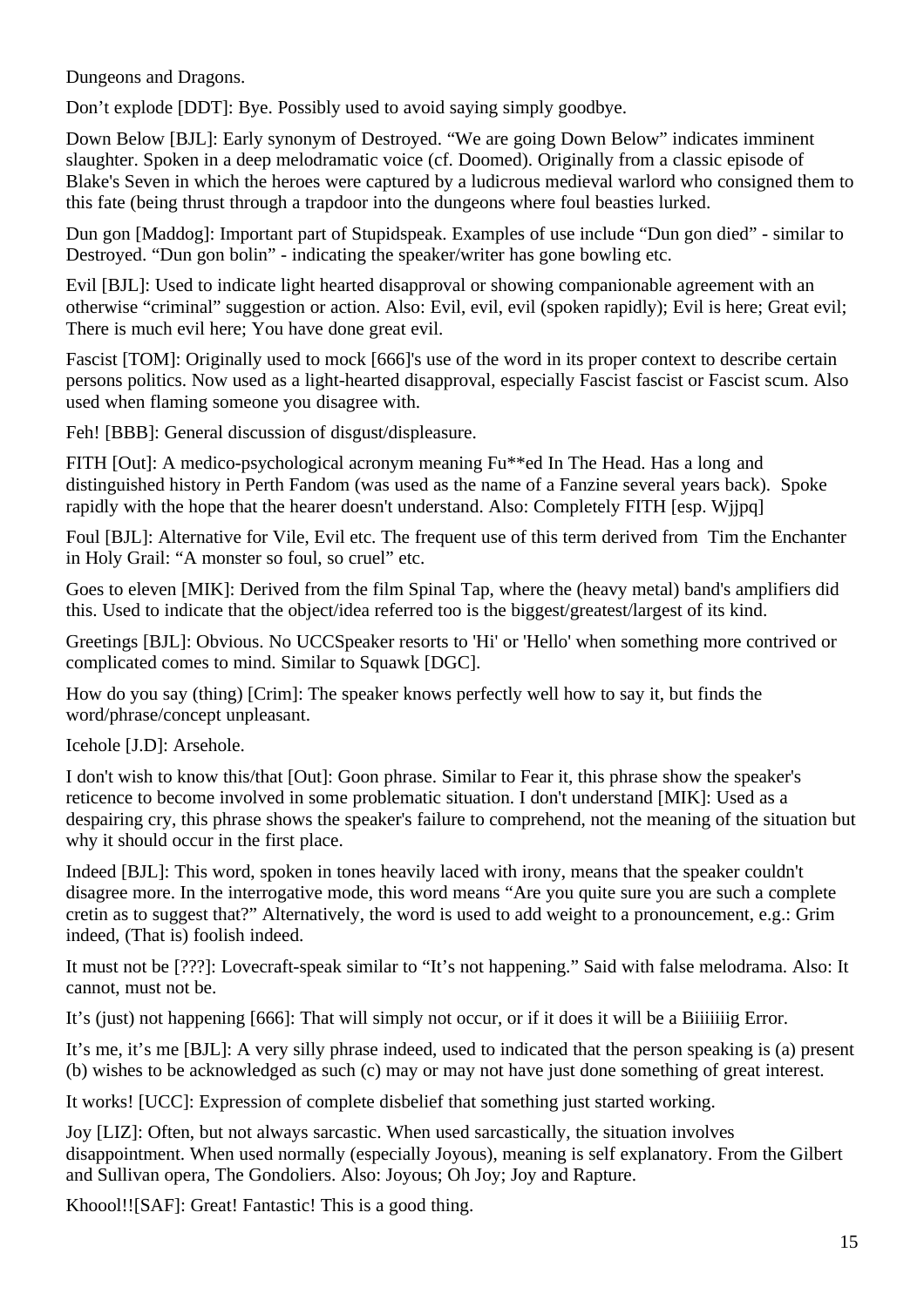Dungeons and Dragons.

Don't explode [DDT]: Bye. Possibly used to avoid saying simply goodbye.

Down Below [BJL]: Early synonym of Destroyed. "We are going Down Below" indicates imminent slaughter. Spoken in a deep melodramatic voice (cf. Doomed). Originally from a classic episode of Blake's Seven in which the heroes were captured by a ludicrous medieval warlord who consigned them to this fate (being thrust through a trapdoor into the dungeons where foul beasties lurked.

Dun gon [Maddog]: Important part of Stupidspeak. Examples of use include "Dun gon died" - similar to Destroyed. "Dun gon bolin" - indicating the speaker/writer has gone bowling etc.

Evil [BJL]: Used to indicate light hearted disapproval or showing companionable agreement with an otherwise "criminal" suggestion or action. Also: Evil, evil, evil (spoken rapidly); Evil is here; Great evil; There is much evil here; You have done great evil.

Fascist [TOM]: Originally used to mock [666]'s use of the word in its proper context to describe certain persons politics. Now used as a light-hearted disapproval, especially Fascist fascist or Fascist scum. Also used when flaming someone you disagree with.

Feh! [BBB]: General discussion of disgust/displeasure.

FITH [Out]: A medico-psychological acronym meaning Fu**ed In The Head. Has a long and distinguished history in Perth Fandom (was used as the name of a Fanzine several years back). Spoke rapidly with the hope that the hearer doesn't understand. Also: Completely FITH [esp. Wjjpq]

Foul [BJL]: Alternative for Vile, Evil etc. The frequent use of this term derived from Tim the Enchanter in Holy Grail: "A monster so foul, so cruel" etc.

Goes to eleven [MIK]: Derived from the film Spinal Tap, where the (heavy metal) band's amplifiers did this. Used to indicate that the object/idea referred too is the biggest/greatest/largest of its kind.

Greetings [BJL]: Obvious. No UCCSpeaker resorts to 'Hi' or 'Hello' when something more contrived or complicated comes to mind. Similar to Squawk [DGC].

How do you say (thing) [Crim]: The speaker knows perfectly well how to say it, but finds the word/phrase/concept unpleasant.

Icehole [J.D]: Arsehole.

I don't wish to know this/that [Out]: Goon phrase. Similar to Fear it, this phrase show the speaker's reticence to become involved in some problematic situation. I don't understand [MIK]: Used as a despairing cry, this phrase shows the speaker's failure to comprehend, not the meaning of the situation but why it should occur in the first place.

Indeed [BJL]: This word, spoken in tones heavily laced with irony, means that the speaker couldn't disagree more. In the interrogative mode, this word means "Are you quite sure you are such a complete cretin as to suggest that?" Alternatively, the word is used to add weight to a pronouncement, e.g.: Grim indeed, (That is) foolish indeed.

It must not be [???]: Lovecraft-speak similar to "It's not happening." Said with false melodrama. Also: It cannot, must not be.

It's (just) not happening [666]: That will simply not occur, or if it does it will be a Biiiiiiig Error.

It's me, it's me [BJL]: A very silly phrase indeed, used to indicated that the person speaking is (a) present (b) wishes to be acknowledged as such (c) may or may not have just done something of great interest.

It works! [UCC]: Expression of complete disbelief that something just started working.

Joy [LIZ]: Often, but not always sarcastic. When used sarcastically, the situation involves disappointment. When used normally (especially Joyous), meaning is self explanatory. From the Gilbert and Sullivan opera, The Gondoliers. Also: Joyous; Oh Joy; Joy and Rapture.

Khoool!![SAF]: Great! Fantastic! This is a good thing.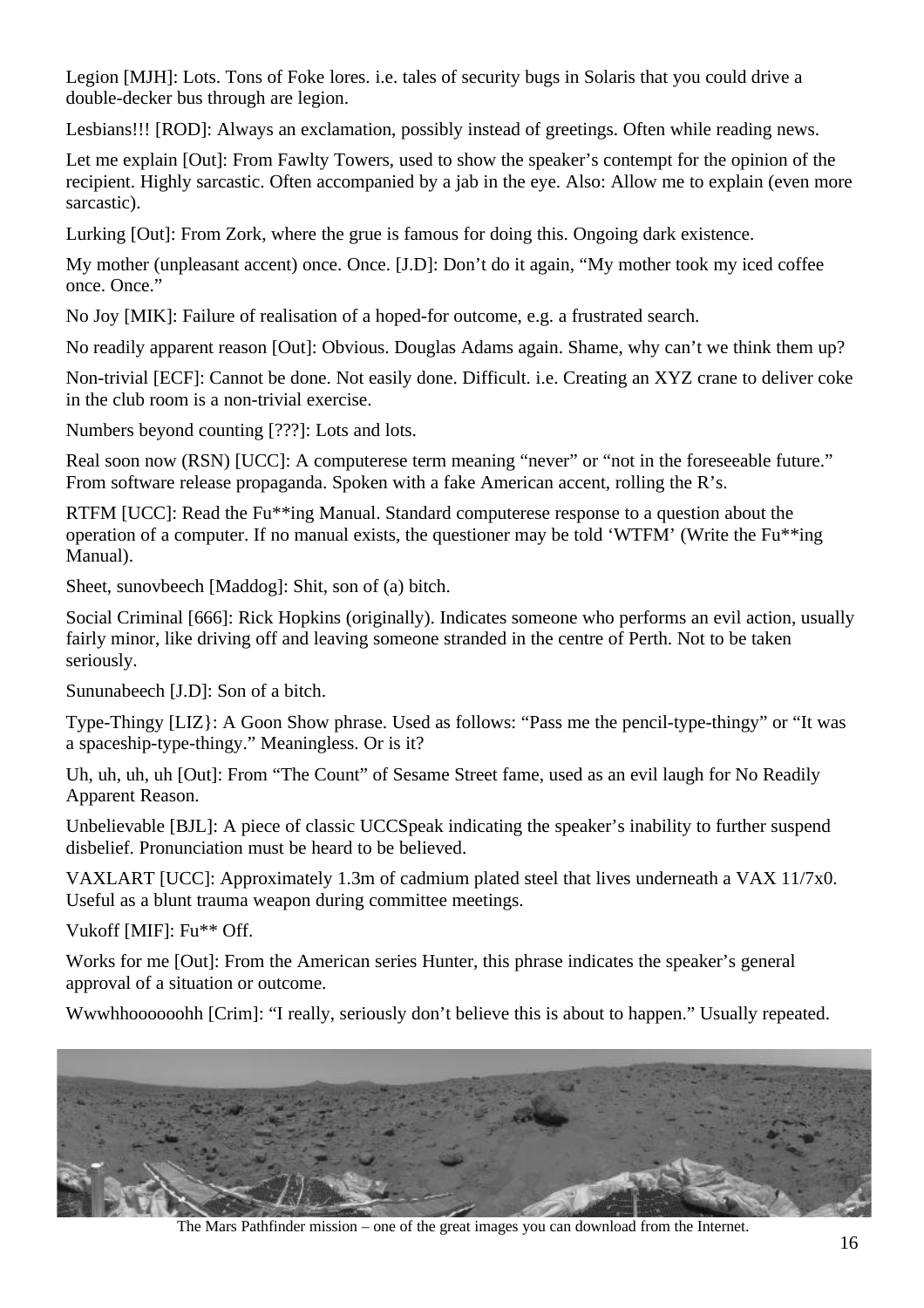Legion [MJH]: Lots. Tons of Foke lores. i.e. tales of security bugs in Solaris that you could drive a double-decker bus through are legion.

Lesbians!!! [ROD]: Always an exclamation, possibly instead of greetings. Often while reading news.

Let me explain [Out]: From Fawlty Towers, used to show the speaker's contempt for the opinion of the recipient. Highly sarcastic. Often accompanied by a jab in the eye. Also: Allow me to explain (even more sarcastic).

Lurking [Out]: From Zork, where the grue is famous for doing this. Ongoing dark existence.

My mother (unpleasant accent) once. Once. [J.D]: Don't do it again, "My mother took my iced coffee once. Once."

No Joy [MIK]: Failure of realisation of a hoped-for outcome, e.g. a frustrated search.

No readily apparent reason [Out]: Obvious. Douglas Adams again. Shame, why can't we think them up?

Non-trivial [ECF]: Cannot be done. Not easily done. Difficult. i.e. Creating an XYZ crane to deliver coke in the club room is a non-trivial exercise.

Numbers beyond counting [???]: Lots and lots.

Real soon now (RSN) [UCC]: A computerese term meaning "never" or "not in the foreseeable future." From software release propaganda. Spoken with a fake American accent, rolling the R's.

RTFM [UCC]: Read the Fu**ing Manual. Standard computerese response to a question about the operation of a computer. If no manual exists, the questioner may be told 'WTFM' (Write the Fu**ing Manual).

Sheet, sunovbeech [Maddog]: Shit, son of (a) bitch.

Social Criminal [666]: Rick Hopkins (originally). Indicates someone who performs an evil action, usually fairly minor, like driving off and leaving someone stranded in the centre of Perth. Not to be taken seriously.

Sununabeech [J.D]: Son of a bitch.

Type-Thingy [LIZ}: A Goon Show phrase. Used as follows: "Pass me the pencil-type-thingy" or "It was a spaceship-type-thingy." Meaningless. Or is it?

Uh, uh, uh, uh [Out]: From "The Count" of Sesame Street fame, used as an evil laugh for No Readily Apparent Reason.

Unbelievable [BJL]: A piece of classic UCCSpeak indicating the speaker's inability to further suspend disbelief. Pronunciation must be heard to be believed.

VAXLART [UCC]: Approximately 1.3m of cadmium plated steel that lives underneath a VAX 11/7x0. Useful as a blunt trauma weapon during committee meetings.

Vukoff [MIF]: Fu** Off.

Works for me [Out]: From the American series Hunter, this phrase indicates the speaker's general approval of a situation or outcome.

Wwwhhoooooohh [Crim]: "I really, seriously don't believe this is about to happen." Usually repeated.

The Mars Pathfinder mission – one of the great images you can download from the Internet.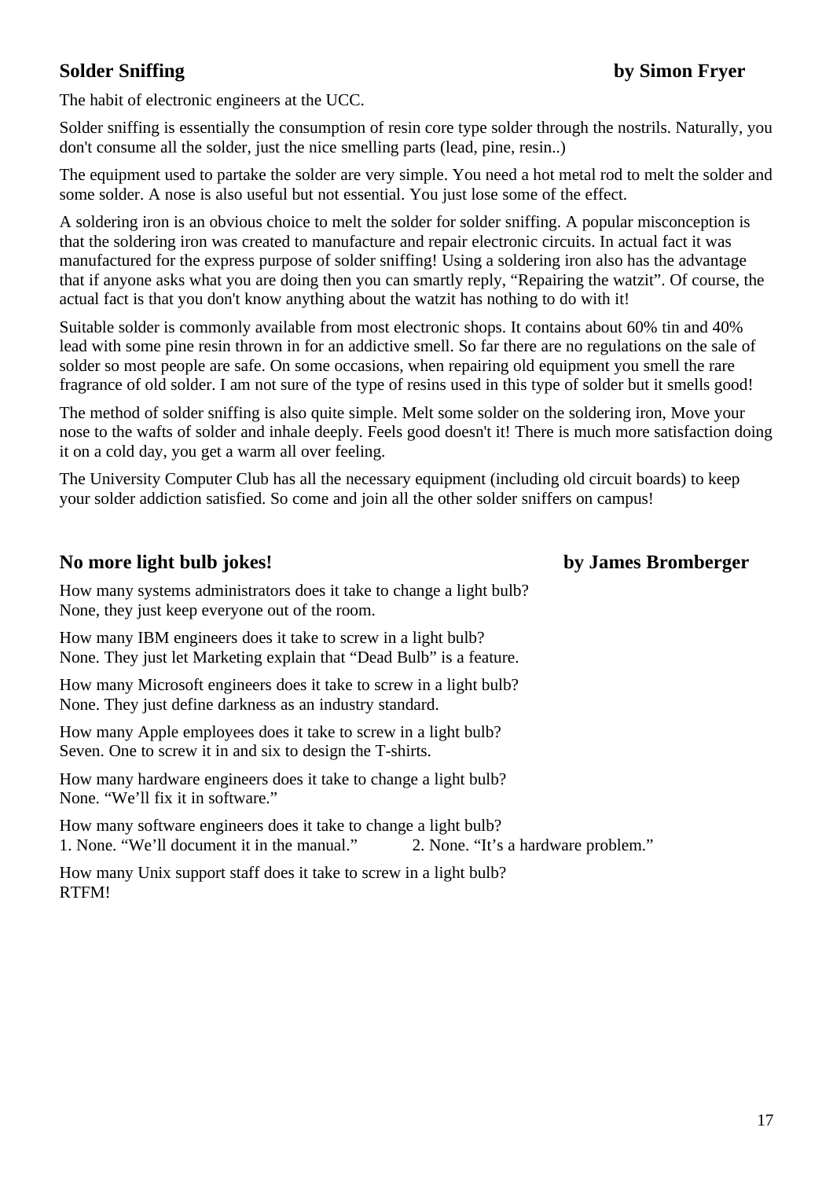## Solder Sniffing

**by Simon Fryer**

The habit of electronic engineers at the UCC.

Solder sniffing is essentially the consumption of resin core type solder through the nostrils. Naturally, you don't consume all the solder, just the nice smelling parts (lead, pine, resin..)

The equipment used to partake the solder are very simple. You need a hot metal rod to melt the solder and some solder. A nose is also useful but not essential. You just lose some of the effect.

A soldering iron is an obvious choice to melt the solder for solder sniffing. A popular misconception is that the soldering iron was created to manufacture and repair electronic circuits. In actual fact it was manufactured for the express purpose of solder sniffing! Using a soldering iron also has the advantage that if anyone asks what you are doing then you can smartly reply, "Repairing the watzit". Of course, the actual fact is that you don't know anything about the watzit has nothing to do with it!

Suitable solder is commonly available from most electronic shops. It contains about 60% tin and 40% lead with some pine resin thrown in for an addictive smell. So far there are no regulations on the sale of solder so most people are safe. On some occasions, when repairing old equipment you smell the rare fragrance of old solder. I am not sure of the type of resins used in this type of solder but it smells good!

The method of solder sniffing is also quite simple. Melt some solder on the soldering iron, Move your nose to the wafts of solder and inhale deeply. Feels good doesn't it! There is much more satisfaction doing it on a cold day, you get a warm all over feeling.

The University Computer Club has all the necessary equipment (including old circuit boards) to keep your solder addiction satisfied. So come and join all the other solder sniffers on campus!

## No more light bulb jokes!

**by James Bromberger**

How many systems administrators does it take to change a light bulb?
None, they just keep everyone out of the room.

How many IBM engineers does it take to screw in a light bulb?
None. They just let Marketing explain that "Dead Bulb" is a feature.

How many Microsoft engineers does it take to screw in a light bulb?
None. They just define darkness as an industry standard.

How many Apple employees does it take to screw in a light bulb?
Seven. One to screw it in and six to design the T-shirts.

How many hardware engineers does it take to change a light bulb?
None. "We'll fix it in software."

How many software engineers does it take to change a light bulb?
1. None. "We'll document it in the manual." 2. None. "It's a hardware problem."

How many Unix support staff does it take to screw in a light bulb?
RTFM!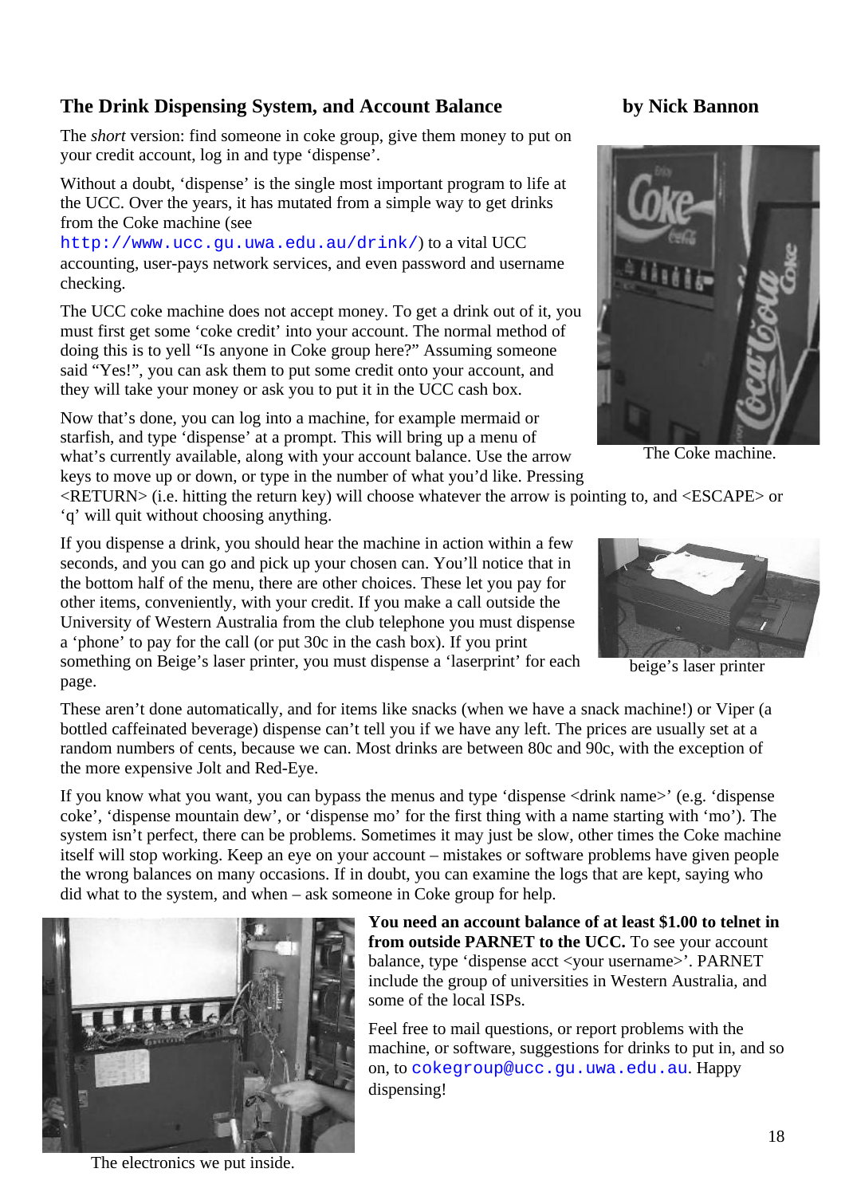## The Drink Dispensing System, and Account Balance

**by Nick Bannon**

The *short* version: find someone in coke group, give them money to put on your credit account, log in and type 'dispense'.

Without a doubt, 'dispense' is the single most important program to life at the UCC. Over the years, it has mutated from a simple way to get drinks from the Coke machine (see http://www.ucc.gu.uwa.edu.au/drink/) to a vital UCC accounting, user-pays network services, and even password and username checking.

The UCC coke machine does not accept money. To get a drink out of it, you must first get some 'coke credit' into your account. The normal method of doing this is to yell "Is anyone in Coke group here?" Assuming someone said "Yes!", you can ask them to put some credit onto your account, and they will take your money or ask you to put it in the UCC cash box.

Now that's done, you can log into a machine, for example mermaid or starfish, and type 'dispense' at a prompt. This will bring up a menu of what's currently available, along with your account balance. Use the arrow keys to move up or down, or type in the number of what you'd like. Pressing <RETURN> (i.e. hitting the return key) will choose whatever the arrow is pointing to, and <ESCAPE> or 'q' will quit without choosing anything.

The Coke machine.

If you dispense a drink, you should hear the machine in action within a few seconds, and you can go and pick up your chosen can. You'll notice that in the bottom half of the menu, there are other choices. These let you pay for other items, conveniently, with your credit. If you make a call outside the University of Western Australia from the club telephone you must dispense a 'phone' to pay for the call (or put 30c in the cash box). If you print something on Beige's laser printer, you must dispense a 'laserprint' for each page.

beige's laser printer

These aren't done automatically, and for items like snacks (when we have a snack machine!) or Viper (a bottled caffeinated beverage) dispense can't tell you if we have any left. The prices are usually set at a random numbers of cents, because we can. Most drinks are between 80c and 90c, with the exception of the more expensive Jolt and Red-Eye.

If you know what you want, you can bypass the menus and type 'dispense <drink name>' (e.g. 'dispense coke', 'dispense mountain dew', or 'dispense mo' for the first thing with a name starting with 'mo'). The system isn't perfect, there can be problems. Sometimes it may just be slow, other times the Coke machine itself will stop working. Keep an eye on your account – mistakes or software problems have given people the wrong balances on many occasions. If in doubt, you can examine the logs that are kept, saying who did what to the system, and when – ask someone in Coke group for help.

**You need an account balance of at least $1.00 to telnet in from outside PARNET to the UCC.** To see your account balance, type 'dispense acct <your username>'. PARNET include the group of universities in Western Australia, and some of the local ISPs.

Feel free to mail questions, or report problems with the machine, or software, suggestions for drinks to put in, and so on, to cokegroup@ucc.gu.uwa.edu.au. Happy dispensing!

The electronics we put inside.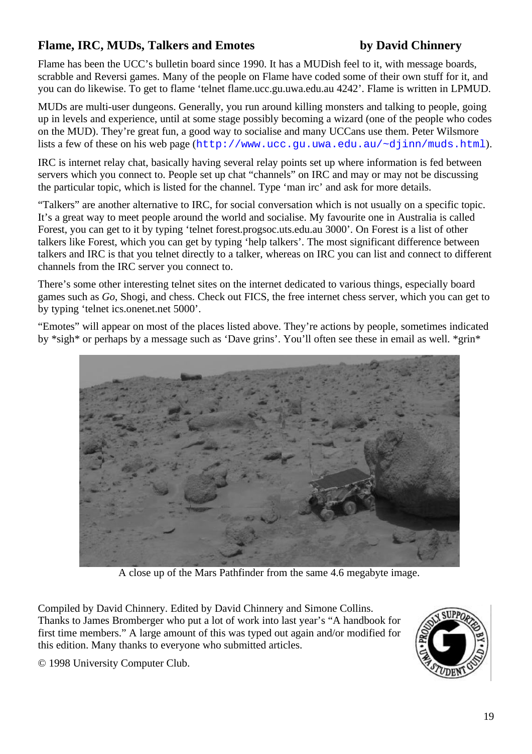## Flame, IRC, MUDs, Talkers and Emotes — by David Chinnery

Flame has been the UCC's bulletin board since 1990. It has a MUDish feel to it, with message boards, scrabble and Reversi games. Many of the people on Flame have coded some of their own stuff for it, and you can do likewise. To get to flame 'telnet flame.ucc.gu.uwa.edu.au 4242'. Flame is written in LPMUD.

MUDs are multi-user dungeons. Generally, you run around killing monsters and talking to people, going up in levels and experience, until at some stage possibly becoming a wizard (one of the people who codes on the MUD). They're great fun, a good way to socialise and many UCCans use them. Peter Wilsmore lists a few of these on his web page (`http://www.ucc.gu.uwa.edu.au/~djinn/muds.html`).

IRC is internet relay chat, basically having several relay points set up where information is fed between servers which you connect to. People set up chat "channels" on IRC and may or may not be discussing the particular topic, which is listed for the channel. Type 'man irc' and ask for more details.

"Talkers" are another alternative to IRC, for social conversation which is not usually on a specific topic. It's a great way to meet people around the world and socialise. My favourite one in Australia is called Forest, you can get to it by typing 'telnet forest.progsoc.uts.edu.au 3000'. On Forest is a list of other talkers like Forest, which you can get by typing 'help talkers'. The most significant difference between talkers and IRC is that you telnet directly to a talker, whereas on IRC you can list and connect to different channels from the IRC server you connect to.

There's some other interesting telnet sites on the internet dedicated to various things, especially board games such as *Go*, Shogi, and chess. Check out FICS, the free internet chess server, which you can get to by typing 'telnet ics.onenet.net 5000'.

"Emotes" will appear on most of the places listed above. They're actions by people, sometimes indicated by *sigh* or perhaps by a message such as 'Dave grins'. You'll often see these in email as well. *grin*

A close up of the Mars Pathfinder from the same 4.6 megabyte image.

Compiled by David Chinnery. Edited by David Chinnery and Simone Collins. Thanks to James Bromberger who put a lot of work into last year's "A handbook for first time members." A large amount of this was typed out again and/or modified for this edition. Many thanks to everyone who submitted articles.

© 1998 University Computer Club.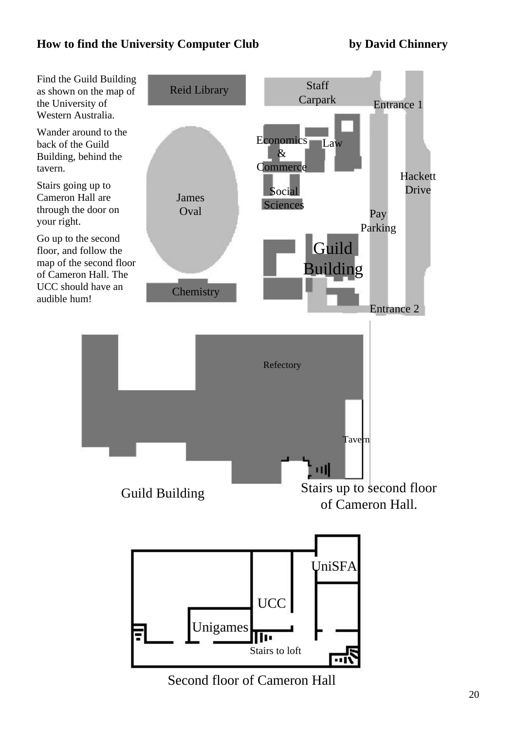**How to find the University Computer Club** **by David Chinnery**

Find the Guild Building as shown on the map of the University of Western Australia.

Wander around to the back of the Guild Building, behind the tavern.

Stairs going up to Cameron Hall are through the door on your right.

Go up to the second floor, and follow the map of the second floor of Cameron Hall. The UCC should have an audible hum!

Reid Library

Staff Carpark

Entrance 1

Economics & Commerce

Law

Hackett Drive

James Oval

Social Sciences

Pay Parking

Guild Building

Chemistry

Entrance 2

Refectory

Tavern

Guild Building

Stairs up to second floor of Cameron Hall.

UniSFA

UCC

Unigames

Stairs to loft

Second floor of Cameron Hall